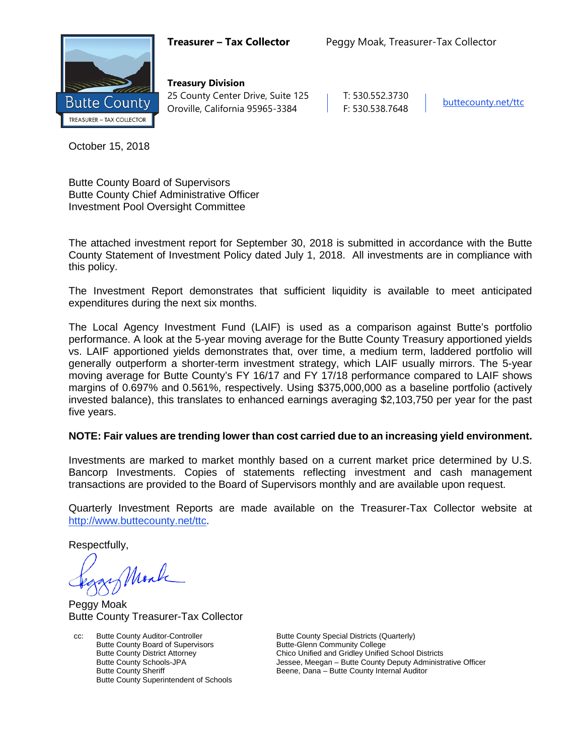**Treasurer – Tax Collector** Peggy Moak, Treasurer-Tax Collector

Butte County
TREASURER – TAX COLLECTOR

**Treasury Division**
25 County Center Drive, Suite 125
Oroville, California 95965-3384

T: 530.552.3730
F: 530.538.7648

buttecounty.net/ttc

October 15, 2018

Butte County Board of Supervisors
Butte County Chief Administrative Officer
Investment Pool Oversight Committee

The attached investment report for September 30, 2018 is submitted in accordance with the Butte County Statement of Investment Policy dated July 1, 2018. All investments are in compliance with this policy.

The Investment Report demonstrates that sufficient liquidity is available to meet anticipated expenditures during the next six months.

The Local Agency Investment Fund (LAIF) is used as a comparison against Butte's portfolio performance. A look at the 5-year moving average for the Butte County Treasury apportioned yields vs. LAIF apportioned yields demonstrates that, over time, a medium term, laddered portfolio will generally outperform a shorter-term investment strategy, which LAIF usually mirrors. The 5-year moving average for Butte County's FY 16/17 and FY 17/18 performance compared to LAIF shows margins of 0.697% and 0.561%, respectively. Using $375,000,000 as a baseline portfolio (actively invested balance), this translates to enhanced earnings averaging $2,103,750 per year for the past five years.

**NOTE: Fair values are trending lower than cost carried due to an increasing yield environment.**

Investments are marked to market monthly based on a current market price determined by U.S. Bancorp Investments. Copies of statements reflecting investment and cash management transactions are provided to the Board of Supervisors monthly and are available upon request.

Quarterly Investment Reports are made available on the Treasurer-Tax Collector website at http://www.buttecounty.net/ttc.

Respectfully,

Peggy Moak
Butte County Treasurer-Tax Collector

cc: Butte County Auditor-Controller
Butte County Board of Supervisors
Butte County District Attorney
Butte County Schools-JPA
Butte County Sheriff
Butte County Superintendent of Schools
Butte County Special Districts (Quarterly)
Butte-Glenn Community College
Chico Unified and Gridley Unified School Districts
Jessee, Meegan – Butte County Deputy Administrative Officer
Beene, Dana – Butte County Internal Auditor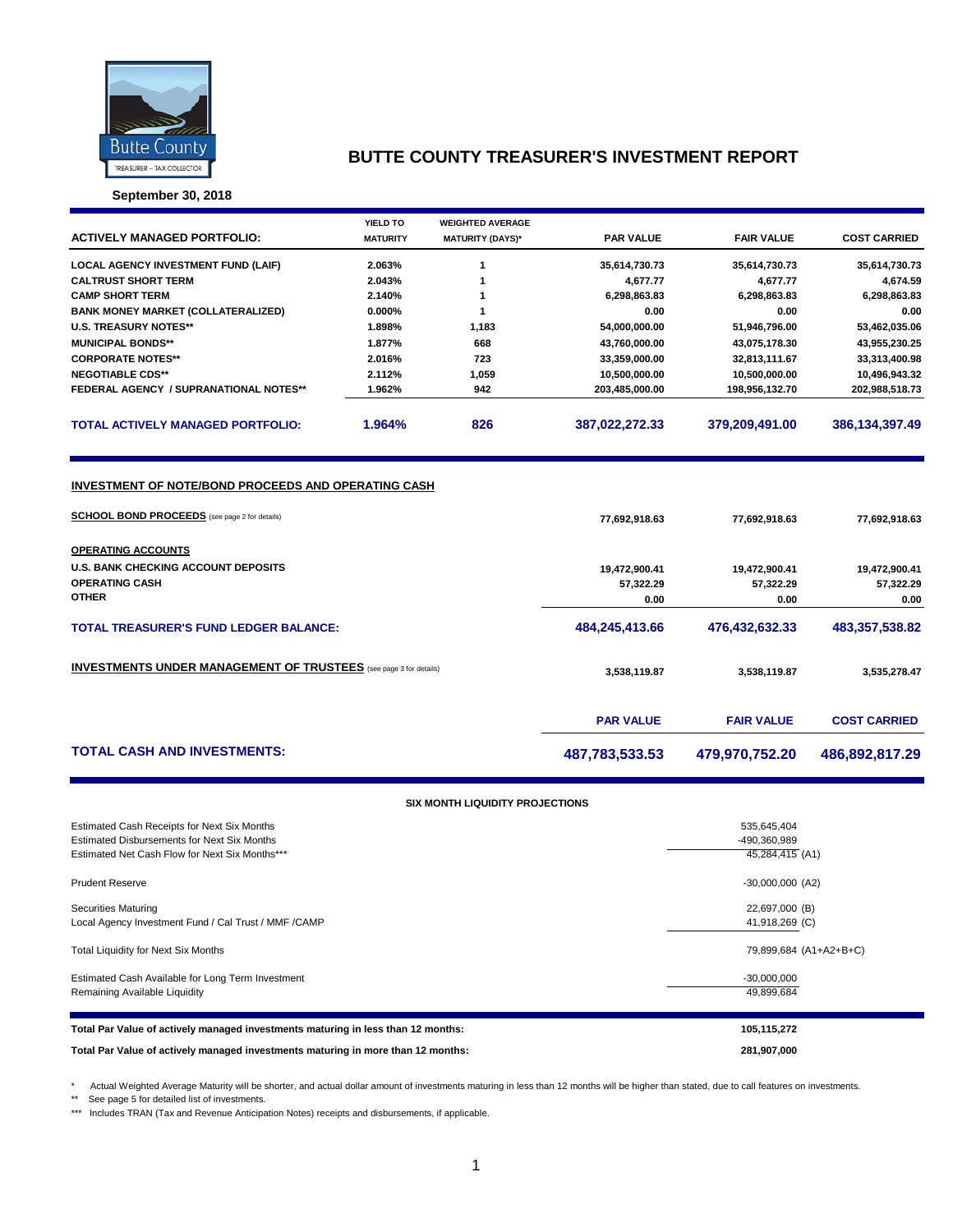# BUTTE COUNTY TREASURER'S INVESTMENT REPORT

**September 30, 2018**

| ACTIVELY MANAGED PORTFOLIO: | YIELD TO MATURITY | WEIGHTED AVERAGE MATURITY (DAYS)* | PAR VALUE | FAIR VALUE | COST CARRIED |
|---|---|---|---|---|---|
| LOCAL AGENCY INVESTMENT FUND (LAIF) | 2.063% | 1 | 35,614,730.73 | 35,614,730.73 | 35,614,730.73 |
| CALTRUST SHORT TERM | 2.043% | 1 | 4,677.77 | 4,677.77 | 4,674.59 |
| CAMP SHORT TERM | 2.140% | 1 | 6,298,863.83 | 6,298,863.83 | 6,298,863.83 |
| BANK MONEY MARKET (COLLATERALIZED) | 0.000% | 1 | 0.00 | 0.00 | 0.00 |
| U.S. TREASURY NOTES** | 1.898% | 1,183 | 54,000,000.00 | 51,946,796.00 | 53,462,035.06 |
| MUNICIPAL BONDS** | 1.877% | 668 | 43,760,000.00 | 43,075,178.30 | 43,955,230.25 |
| CORPORATE NOTES** | 2.016% | 723 | 33,359,000.00 | 32,813,111.67 | 33,313,400.98 |
| NEGOTIABLE CDS** | 2.112% | 1,059 | 10,500,000.00 | 10,500,000.00 | 10,496,943.32 |
| FEDERAL AGENCY / SUPRANATIONAL NOTES** | 1.962% | 942 | 203,485,000.00 | 198,956,132.70 | 202,988,518.73 |
| **TOTAL ACTIVELY MANAGED PORTFOLIO:** | **1.964%** | **826** | **387,022,272.33** | **379,209,491.00** | **386,134,397.49** |

**INVESTMENT OF NOTE/BOND PROCEEDS AND OPERATING CASH**

| | PAR VALUE | FAIR VALUE | COST CARRIED |
|---|---|---|---|
| **SCHOOL BOND PROCEEDS** (see page 2 for details) | 77,692,918.63 | 77,692,918.63 | 77,692,918.63 |
| **OPERATING ACCOUNTS** | | | |
| U.S. BANK CHECKING ACCOUNT DEPOSITS | 19,472,900.41 | 19,472,900.41 | 19,472,900.41 |
| OPERATING CASH | 57,322.29 | 57,322.29 | 57,322.29 |
| OTHER | 0.00 | 0.00 | 0.00 |
| **TOTAL TREASURER'S FUND LEDGER BALANCE:** | **484,245,413.66** | **476,432,632.33** | **483,357,538.82** |
| **INVESTMENTS UNDER MANAGEMENT OF TRUSTEES** (see page 3 for details) | 3,538,119.87 | 3,538,119.87 | 3,535,278.47 |

| | PAR VALUE | FAIR VALUE | COST CARRIED |
|---|---|---|---|
| **TOTAL CASH AND INVESTMENTS:** | **487,783,533.53** | **479,970,752.20** | **486,892,817.29** |

**SIX MONTH LIQUIDITY PROJECTIONS**

| | |
|---|---|
| Estimated Cash Receipts for Next Six Months | 535,645,404 |
| Estimated Disbursements for Next Six Months | -490,360,989 |
| Estimated Net Cash Flow for Next Six Months*** | 45,284,415 (A1) |
| Prudent Reserve | -30,000,000 (A2) |
| Securities Maturing | 22,697,000 (B) |
| Local Agency Investment Fund / Cal Trust / MMF /CAMP | 41,918,269 (C) |
| Total Liquidity for Next Six Months | 79,899,684 (A1+A2+B+C) |
| Estimated Cash Available for Long Term Investment | -30,000,000 |
| Remaining Available Liquidity | 49,899,684 |

| | |
|---|---|
| **Total Par Value of actively managed investments maturing in less than 12 months:** | **105,115,272** |
| **Total Par Value of actively managed investments maturing in more than 12 months:** | **281,907,000** |

\* Actual Weighted Average Maturity will be shorter, and actual dollar amount of investments maturing in less than 12 months will be higher than stated, due to call features on investments.

** See page 5 for detailed list of investments.

*** Includes TRAN (Tax and Revenue Anticipation Notes) receipts and disbursements, if applicable.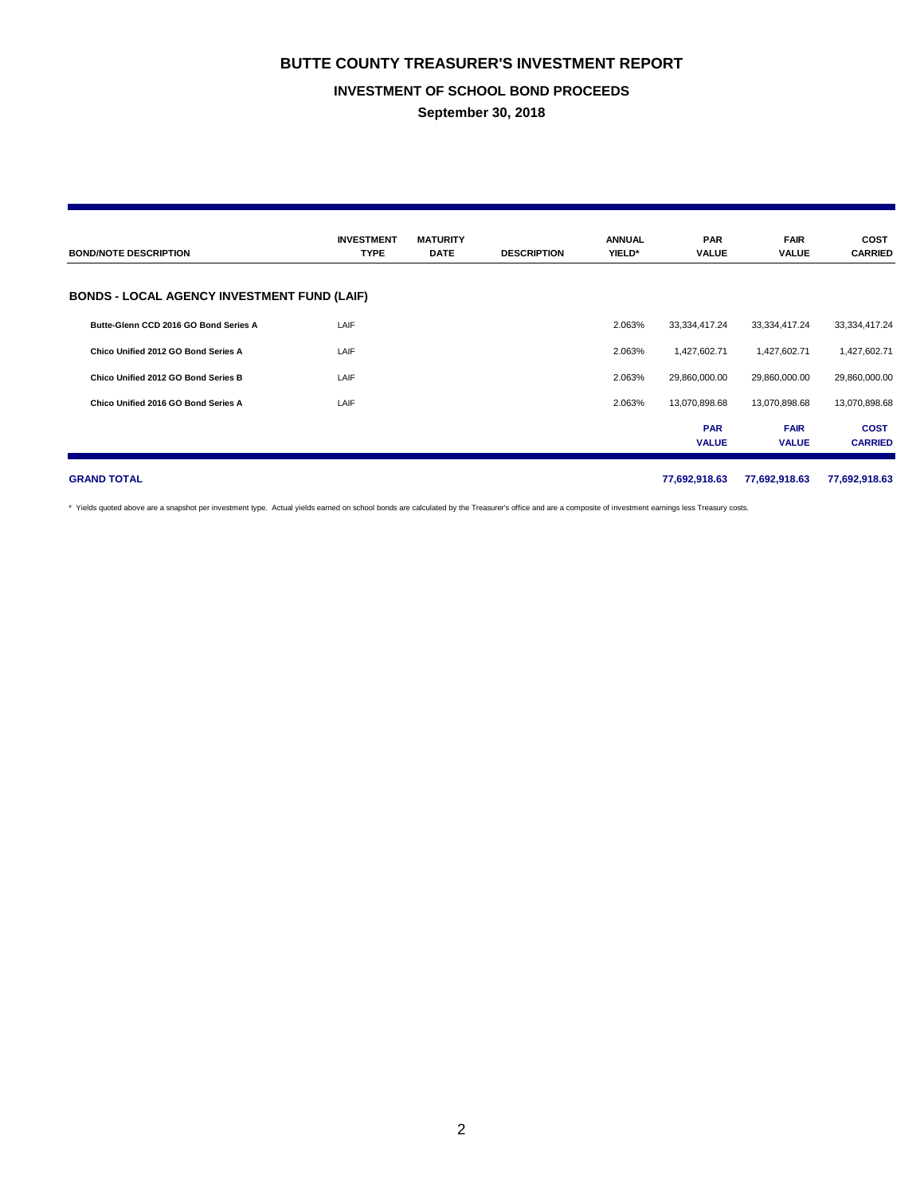# BUTTE COUNTY TREASURER'S INVESTMENT REPORT

## INVESTMENT OF SCHOOL BOND PROCEEDS

### September 30, 2018

| BOND/NOTE DESCRIPTION | INVESTMENT TYPE | MATURITY DATE | DESCRIPTION | ANNUAL YIELD* | PAR VALUE | FAIR VALUE | COST CARRIED |
|---|---|---|---|---|---|---|---|
| **BONDS - LOCAL AGENCY INVESTMENT FUND (LAIF)** | | | | | | | |
| **Butte-Glenn CCD 2016 GO Bond Series A** | LAIF | | | 2.063% | 33,334,417.24 | 33,334,417.24 | 33,334,417.24 |
| **Chico Unified 2012 GO Bond Series A** | LAIF | | | 2.063% | 1,427,602.71 | 1,427,602.71 | 1,427,602.71 |
| **Chico Unified 2012 GO Bond Series B** | LAIF | | | 2.063% | 29,860,000.00 | 29,860,000.00 | 29,860,000.00 |
| **Chico Unified 2016 GO Bond Series A** | LAIF | | | 2.063% | 13,070,898.68 | 13,070,898.68 | 13,070,898.68 |
| | | | | | **PAR VALUE** | **FAIR VALUE** | **COST CARRIED** |
| **GRAND TOTAL** | | | | | **77,692,918.63** | **77,692,918.63** | **77,692,918.63** |

\* Yields quoted above are a snapshot per investment type. Actual yields earned on school bonds are calculated by the Treasurer's office and are a composite of investment earnings less Treasury costs.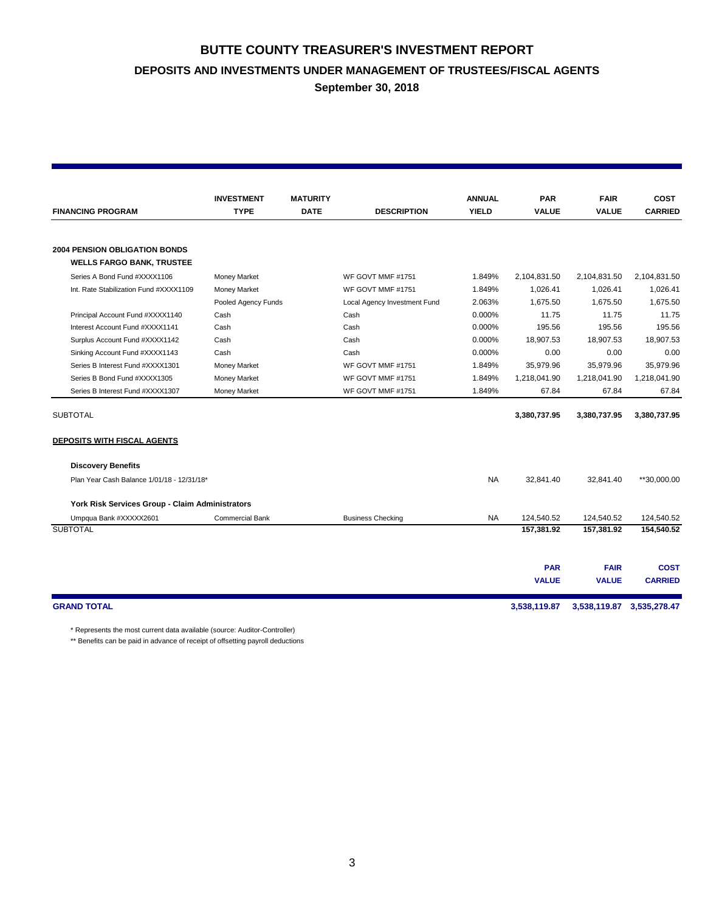# BUTTE COUNTY TREASURER'S INVESTMENT REPORT

## DEPOSITS AND INVESTMENTS UNDER MANAGEMENT OF TRUSTEES/FISCAL AGENTS

### September 30, 2018

| FINANCING PROGRAM | INVESTMENT TYPE | MATURITY DATE | DESCRIPTION | ANNUAL YIELD | PAR VALUE | FAIR VALUE | COST CARRIED |
|---|---|---|---|---|---|---|---|
| **2004 PENSION OBLIGATION BONDS** | | | | | | | |
| **WELLS FARGO BANK, TRUSTEE** | | | | | | | |
| Series A Bond Fund #XXXX1106 | Money Market | | WF GOVT MMF #1751 | 1.849% | 2,104,831.50 | 2,104,831.50 | 2,104,831.50 |
| Int. Rate Stabilization Fund #XXXX1109 | Money Market | | WF GOVT MMF #1751 | 1.849% | 1,026.41 | 1,026.41 | 1,026.41 |
| | Pooled Agency Funds | | Local Agency Investment Fund | 2.063% | 1,675.50 | 1,675.50 | 1,675.50 |
| Principal Account Fund #XXXX1140 | Cash | | Cash | 0.000% | 11.75 | 11.75 | 11.75 |
| Interest Account Fund #XXXX1141 | Cash | | Cash | 0.000% | 195.56 | 195.56 | 195.56 |
| Surplus Account Fund #XXXX1142 | Cash | | Cash | 0.000% | 18,907.53 | 18,907.53 | 18,907.53 |
| Sinking Account Fund #XXXX1143 | Cash | | Cash | 0.000% | 0.00 | 0.00 | 0.00 |
| Series B Interest Fund #XXXX1301 | Money Market | | WF GOVT MMF #1751 | 1.849% | 35,979.96 | 35,979.96 | 35,979.96 |
| Series B Bond Fund #XXXX1305 | Money Market | | WF GOVT MMF #1751 | 1.849% | 1,218,041.90 | 1,218,041.90 | 1,218,041.90 |
| Series B Interest Fund #XXXX1307 | Money Market | | WF GOVT MMF #1751 | 1.849% | 67.84 | 67.84 | 67.84 |
| SUBTOTAL | | | | | **3,380,737.95** | **3,380,737.95** | **3,380,737.95** |
| **DEPOSITS WITH FISCAL AGENTS** | | | | | | | |
| **Discovery Benefits** | | | | | | | |
| Plan Year Cash Balance 1/01/18 - 12/31/18* | | | | NA | 32,841.40 | 32,841.40 | **30,000.00 |
| **York Risk Services Group - Claim Administrators** | | | | | | | |
| Umpqua Bank #XXXXX2601 | Commercial Bank | | Business Checking | NA | 124,540.52 | 124,540.52 | 124,540.52 |
| SUBTOTAL | | | | | **157,381.92** | **157,381.92** | **154,540.52** |
| | | | | | **PAR VALUE** | **FAIR VALUE** | **COST CARRIED** |
| **GRAND TOTAL** | | | | | **3,538,119.87** | **3,538,119.87** | **3,535,278.47** |

\* Represents the most current data available (source: Auditor-Controller)

\*\* Benefits can be paid in advance of receipt of offsetting payroll deductions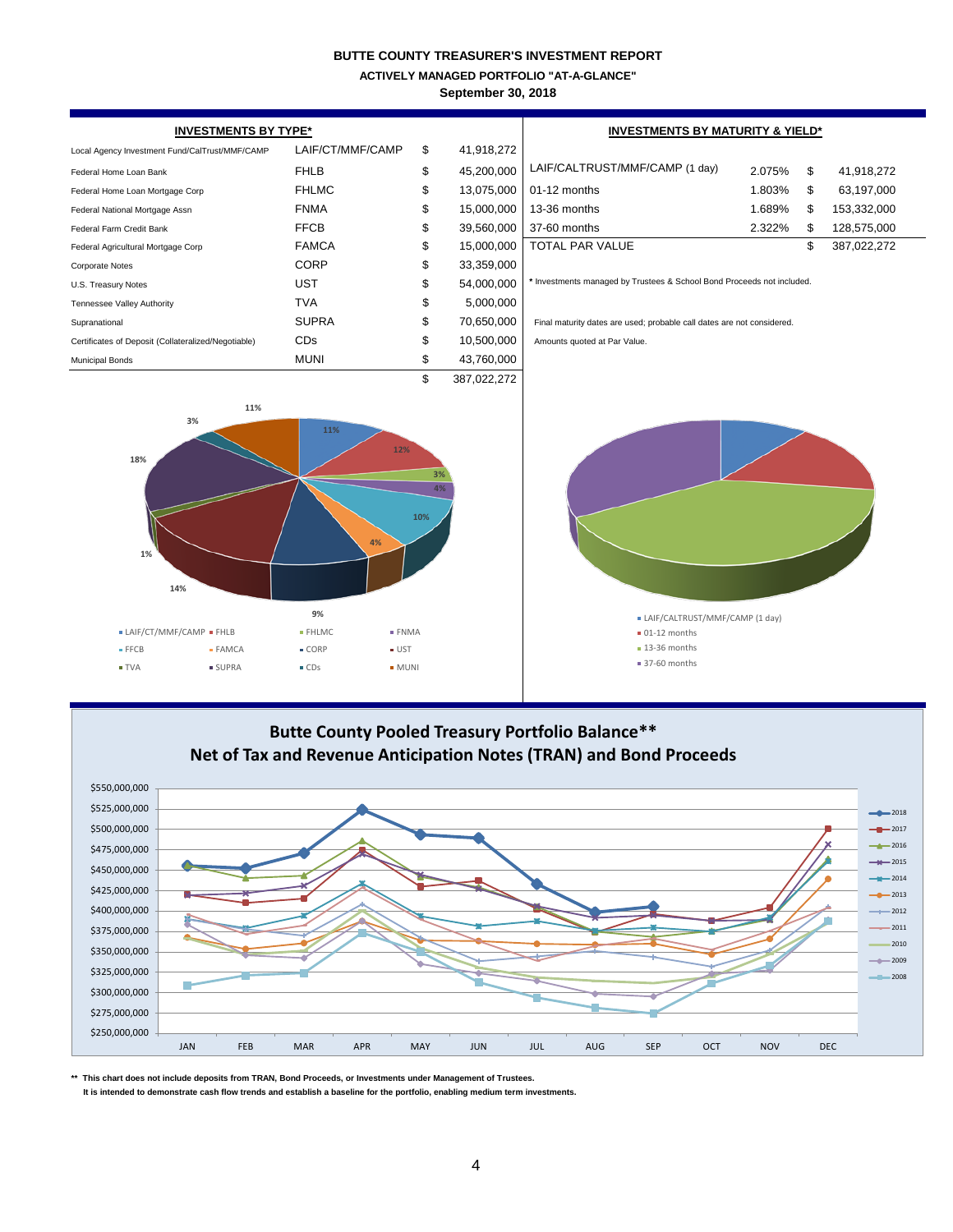# BUTTE COUNTY TREASURER'S INVESTMENT REPORT

## ACTIVELY MANAGED PORTFOLIO "AT-A-GLANCE"

### September 30, 2018

**INVESTMENTS BY TYPE***

| | | | |
|---|---|---|---|
| Local Agency Investment Fund/CalTrust/MMF/CAMP | LAIF/CT/MMF/CAMP | $ | 41,918,272 |
| Federal Home Loan Bank | FHLB | $ | 45,200,000 |
| Federal Home Loan Mortgage Corp | FHLMC | $ | 13,075,000 |
| Federal National Mortgage Assn | FNMA | $ | 15,000,000 |
| Federal Farm Credit Bank | FFCB | $ | 39,560,000 |
| Federal Agricultural Mortgage Corp | FAMCA | $ | 15,000,000 |
| Corporate Notes | CORP | $ | 33,359,000 |
| U.S. Treasury Notes | UST | $ | 54,000,000 |
| Tennessee Valley Authority | TVA | $ | 5,000,000 |
| Supranational | SUPRA | $ | 70,650,000 |
| Certificates of Deposit (Collateralized/Negotiable) | CDs | $ | 10,500,000 |
| Municipal Bonds | MUNI | $ | 43,760,000 |
| | | $ | 387,022,272 |

**INVESTMENTS BY MATURITY & YIELD***

| | | | |
|---|---|---|---|
| LAIF/CALTRUST/MMF/CAMP (1 day) | 2.075% | $ | 41,918,272 |
| 01-12 months | 1.803% | $ | 63,197,000 |
| 13-36 months | 1.689% | $ | 153,332,000 |
| 37-60 months | 2.322% | $ | 128,575,000 |
| TOTAL PAR VALUE | | $ | 387,022,272 |

* Investments managed by Trustees & School Bond Proceeds not included.

Final maturity dates are used; probable call dates are not considered.

Amounts quoted at Par Value.

## Butte County Pooled Treasury Portfolio Balance**
## Net of Tax and Revenue Anticipation Notes (TRAN) and Bond Proceeds

** This chart does not include deposits from TRAN, Bond Proceeds, or Investments under Management of Trustees.
It is intended to demonstrate cash flow trends and establish a baseline for the portfolio, enabling medium term investments.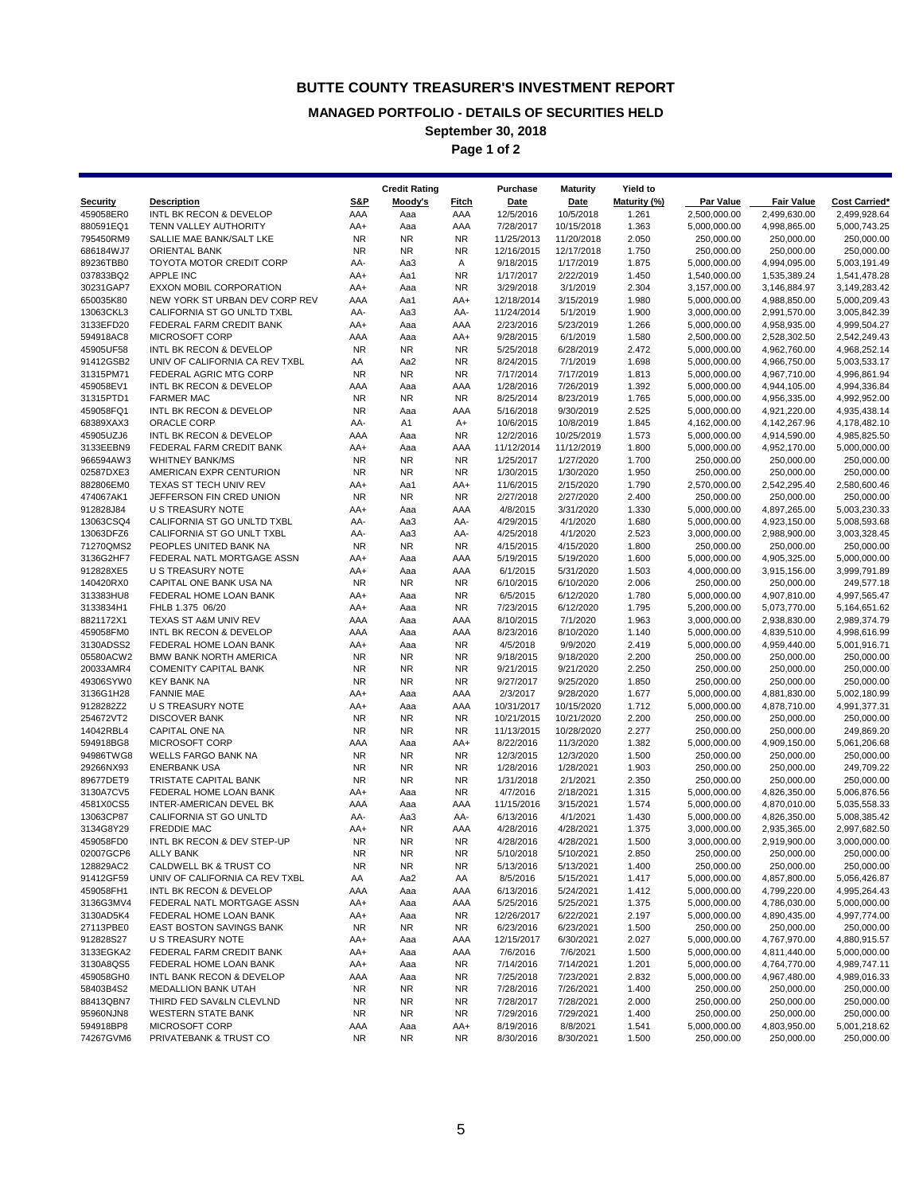# BUTTE COUNTY TREASURER'S INVESTMENT REPORT

## MANAGED PORTFOLIO - DETAILS OF SECURITIES HELD

### September 30, 2018

### Page 1 of 2

| Security | Description | S&P | Moody's | Fitch | Purchase Date | Maturity Date | Yield to Maturity (%) | Par Value | Fair Value | Cost Carried* |
|---|---|---|---|---|---|---|---|---|---|---|
| | | | Credit Rating | | | | | | | |
| 459058ER0 | INTL BK RECON & DEVELOP | AAA | Aaa | AAA | 12/5/2016 | 10/5/2018 | 1.261 | 2,500,000.00 | 2,499,630.00 | 2,499,928.64 |
| 880591EQ1 | TENN VALLEY AUTHORITY | AA+ | Aaa | AAA | 7/28/2017 | 10/15/2018 | 1.363 | 5,000,000.00 | 4,998,865.00 | 5,000,743.25 |
| 795450RM9 | SALLIE MAE BANK/SALT LKE | NR | NR | NR | 11/25/2013 | 11/20/2018 | 2.050 | 250,000.00 | 250,000.00 | 250,000.00 |
| 686184WJ7 | ORIENTAL BANK | NR | NR | NR | 12/16/2015 | 12/17/2018 | 1.750 | 250,000.00 | 250,000.00 | 250,000.00 |
| 89236TBB0 | TOYOTA MOTOR CREDIT CORP | AA- | Aa3 | A | 9/18/2015 | 1/17/2019 | 1.875 | 5,000,000.00 | 4,994,095.00 | 5,003,191.49 |
| 037833BQ2 | APPLE INC | AA+ | Aa1 | NR | 1/17/2017 | 2/22/2019 | 1.450 | 1,540,000.00 | 1,535,389.24 | 1,541,478.28 |
| 30231GAP7 | EXXON MOBIL CORPORATION | AA+ | Aaa | NR | 3/29/2018 | 3/1/2019 | 2.304 | 3,157,000.00 | 3,146,884.97 | 3,149,283.42 |
| 650035K80 | NEW YORK ST URBAN DEV CORP REV | AAA | Aa1 | AA+ | 12/18/2014 | 3/15/2019 | 1.980 | 5,000,000.00 | 4,988,850.00 | 5,000,209.43 |
| 13063CKL3 | CALIFORNIA ST GO UNLTD TXBL | AA- | Aa3 | AA- | 11/24/2014 | 5/1/2019 | 1.900 | 3,000,000.00 | 2,991,570.00 | 3,005,842.39 |
| 3133EFD20 | FEDERAL FARM CREDIT BANK | AA+ | Aaa | AAA | 2/23/2016 | 5/23/2019 | 1.266 | 5,000,000.00 | 4,958,935.00 | 4,999,504.27 |
| 594918AC8 | MICROSOFT CORP | AAA | Aaa | AA+ | 9/28/2015 | 6/1/2019 | 1.580 | 2,500,000.00 | 2,528,302.50 | 2,542,249.43 |
| 45905UF58 | INTL BK RECON & DEVELOP | NR | NR | NR | 5/25/2018 | 6/28/2019 | 2.472 | 5,000,000.00 | 4,962,760.00 | 4,968,252.14 |
| 91412GSB2 | UNIV OF CALIFORNIA CA REV TXBL | AA | Aa2 | NR | 8/24/2015 | 7/1/2019 | 1.698 | 5,000,000.00 | 4,966,750.00 | 5,003,533.17 |
| 31315PM71 | FEDERAL AGRIC MTG CORP | NR | NR | NR | 7/17/2014 | 7/17/2019 | 1.813 | 5,000,000.00 | 4,967,710.00 | 4,996,861.94 |
| 459058EV1 | INTL BK RECON & DEVELOP | AAA | Aaa | AAA | 1/28/2016 | 7/26/2019 | 1.392 | 5,000,000.00 | 4,944,105.00 | 4,994,336.84 |
| 31315PTD1 | FARMER MAC | NR | NR | NR | 8/25/2014 | 8/23/2019 | 1.765 | 5,000,000.00 | 4,956,335.00 | 4,992,952.00 |
| 459058FQ1 | INTL BK RECON & DEVELOP | NR | Aaa | AAA | 5/16/2018 | 9/30/2019 | 2.525 | 5,000,000.00 | 4,921,220.00 | 4,935,438.14 |
| 68389XAX3 | ORACLE CORP | AA- | A1 | A+ | 10/6/2015 | 10/8/2019 | 1.845 | 4,162,000.00 | 4,142,267.96 | 4,178,482.10 |
| 45905UZJ6 | INTL BK RECON & DEVELOP | AAA | Aaa | NR | 12/2/2016 | 10/25/2019 | 1.573 | 5,000,000.00 | 4,914,590.00 | 4,985,825.50 |
| 3133EEBN9 | FEDERAL FARM CREDIT BANK | AA+ | Aaa | AAA | 11/12/2014 | 11/12/2019 | 1.800 | 5,000,000.00 | 4,952,170.00 | 5,000,000.00 |
| 966594AW3 | WHITNEY BANK/MS | NR | NR | NR | 1/25/2017 | 1/27/2020 | 1.700 | 250,000.00 | 250,000.00 | 250,000.00 |
| 02587DXE3 | AMERICAN EXPR CENTURION | NR | NR | NR | 1/30/2015 | 1/30/2020 | 1.950 | 250,000.00 | 250,000.00 | 250,000.00 |
| 882806EM0 | TEXAS ST TECH UNIV REV | AA+ | Aa1 | AA+ | 11/6/2015 | 2/15/2020 | 1.790 | 2,570,000.00 | 2,542,295.40 | 2,580,600.46 |
| 474067AK1 | JEFFERSON FIN CRED UNION | NR | NR | NR | 2/27/2018 | 2/27/2020 | 2.400 | 250,000.00 | 250,000.00 | 250,000.00 |
| 912828J84 | U S TREASURY NOTE | AA+ | Aaa | AAA | 4/8/2015 | 3/31/2020 | 1.330 | 5,000,000.00 | 4,897,265.00 | 5,003,230.33 |
| 13063CSQ4 | CALIFORNIA ST GO UNLTD TXBL | AA- | Aa3 | AA- | 4/29/2015 | 4/1/2020 | 1.680 | 5,000,000.00 | 4,923,150.00 | 5,008,593.68 |
| 13063DFZ6 | CALIFORNIA ST GO UNLT TXBL | AA- | Aa3 | AA- | 4/25/2018 | 4/1/2020 | 2.523 | 3,000,000.00 | 2,988,900.00 | 3,003,328.45 |
| 71270QMS2 | PEOPLES UNITED BANK NA | NR | NR | NR | 4/15/2015 | 4/15/2020 | 1.800 | 250,000.00 | 250,000.00 | 250,000.00 |
| 3136G2HF7 | FEDERAL NATL MORTGAGE ASSN | AA+ | Aaa | AAA | 5/19/2015 | 5/19/2020 | 1.600 | 5,000,000.00 | 4,905,325.00 | 5,000,000.00 |
| 912828XE5 | U S TREASURY NOTE | AA+ | Aaa | AAA | 6/1/2015 | 5/31/2020 | 1.503 | 4,000,000.00 | 3,915,156.00 | 3,999,791.89 |
| 140420RX0 | CAPITAL ONE BANK USA NA | NR | NR | NR | 6/10/2015 | 6/10/2020 | 2.006 | 250,000.00 | 250,000.00 | 249,577.18 |
| 313383HU8 | FEDERAL HOME LOAN BANK | AA+ | Aaa | NR | 6/5/2015 | 6/12/2020 | 1.780 | 5,000,000.00 | 4,907,810.00 | 4,997,565.47 |
| 3133834H1 | FHLB 1.375 06/20 | AA+ | Aaa | NR | 7/23/2015 | 6/12/2020 | 1.795 | 5,200,000.00 | 5,073,770.00 | 5,164,651.62 |
| 8821172X1 | TEXAS ST A&M UNIV REV | AAA | Aaa | AAA | 8/10/2015 | 7/1/2020 | 1.963 | 3,000,000.00 | 2,938,830.00 | 2,989,374.79 |
| 459058FM0 | INTL BK RECON & DEVELOP | AAA | Aaa | AAA | 8/23/2016 | 8/10/2020 | 1.140 | 5,000,000.00 | 4,839,510.00 | 4,998,616.99 |
| 3130ADSS2 | FEDERAL HOME LOAN BANK | AA+ | Aaa | NR | 4/5/2018 | 9/9/2020 | 2.419 | 5,000,000.00 | 4,959,440.00 | 5,001,916.71 |
| 05580ACW2 | BMW BANK NORTH AMERICA | NR | NR | NR | 9/18/2015 | 9/18/2020 | 2.200 | 250,000.00 | 250,000.00 | 250,000.00 |
| 20033AMR4 | COMENITY CAPITAL BANK | NR | NR | NR | 9/21/2015 | 9/21/2020 | 2.250 | 250,000.00 | 250,000.00 | 250,000.00 |
| 49306SYW0 | KEY BANK NA | NR | NR | NR | 9/27/2017 | 9/25/2020 | 1.850 | 250,000.00 | 250,000.00 | 250,000.00 |
| 3136G1H28 | FANNIE MAE | AA+ | Aaa | AAA | 2/3/2017 | 9/28/2020 | 1.677 | 5,000,000.00 | 4,881,830.00 | 5,002,180.99 |
| 9128282Z2 | U S TREASURY NOTE | AA+ | Aaa | AAA | 10/31/2017 | 10/15/2020 | 1.712 | 5,000,000.00 | 4,878,710.00 | 4,991,377.31 |
| 254672VT2 | DISCOVER BANK | NR | NR | NR | 10/21/2015 | 10/21/2020 | 2.200 | 250,000.00 | 250,000.00 | 250,000.00 |
| 14042RBL4 | CAPITAL ONE NA | NR | NR | NR | 11/13/2015 | 10/28/2020 | 2.277 | 250,000.00 | 250,000.00 | 249,869.20 |
| 594918BG8 | MICROSOFT CORP | AAA | Aaa | AA+ | 8/22/2016 | 11/3/2020 | 1.382 | 5,000,000.00 | 4,909,150.00 | 5,061,206.68 |
| 94986TWG8 | WELLS FARGO BANK NA | NR | NR | NR | 12/3/2015 | 12/3/2020 | 1.500 | 250,000.00 | 250,000.00 | 250,000.00 |
| 29266NX93 | ENERBANK USA | NR | NR | NR | 1/28/2016 | 1/28/2021 | 1.903 | 250,000.00 | 250,000.00 | 249,709.22 |
| 89677DET9 | TRISTATE CAPITAL BANK | NR | NR | NR | 1/31/2018 | 2/1/2021 | 2.350 | 250,000.00 | 250,000.00 | 250,000.00 |
| 3130A7CV5 | FEDERAL HOME LOAN BANK | AA+ | Aaa | NR | 4/7/2016 | 2/18/2021 | 1.315 | 5,000,000.00 | 4,826,350.00 | 5,006,876.56 |
| 4581X0CS5 | INTER-AMERICAN DEVEL BK | AAA | Aaa | AAA | 11/15/2016 | 3/15/2021 | 1.574 | 5,000,000.00 | 4,870,010.00 | 5,035,558.33 |
| 13063CP87 | CALIFORNIA ST GO UNLTD | AA- | Aa3 | AA- | 6/13/2016 | 4/1/2021 | 1.430 | 5,000,000.00 | 4,826,350.00 | 5,008,385.42 |
| 3134G8Y29 | FREDDIE MAC | AA+ | NR | AAA | 4/28/2016 | 4/28/2021 | 1.375 | 3,000,000.00 | 2,935,365.00 | 2,997,682.50 |
| 459058FD0 | INTL BK RECON & DEV STEP-UP | NR | NR | NR | 4/28/2016 | 4/28/2021 | 1.500 | 3,000,000.00 | 2,919,900.00 | 3,000,000.00 |
| 02007GCP6 | ALLY BANK | NR | NR | NR | 5/10/2018 | 5/10/2021 | 2.850 | 250,000.00 | 250,000.00 | 250,000.00 |
| 128829AC2 | CALDWELL BK & TRUST CO | NR | NR | NR | 5/13/2016 | 5/13/2021 | 1.400 | 250,000.00 | 250,000.00 | 250,000.00 |
| 91412GF59 | UNIV OF CALIFORNIA CA REV TXBL | AA | Aa2 | AA | 8/5/2016 | 5/15/2021 | 1.417 | 5,000,000.00 | 4,857,800.00 | 5,056,426.87 |
| 459058FH1 | INTL BK RECON & DEVELOP | AAA | Aaa | AAA | 6/13/2016 | 5/24/2021 | 1.412 | 5,000,000.00 | 4,799,220.00 | 4,995,264.43 |
| 3136G3MV4 | FEDERAL NATL MORTGAGE ASSN | AA+ | Aaa | AAA | 5/25/2016 | 5/25/2021 | 1.375 | 5,000,000.00 | 4,786,030.00 | 5,000,000.00 |
| 3130AD5K4 | FEDERAL HOME LOAN BANK | AA+ | Aaa | NR | 12/26/2017 | 6/22/2021 | 2.197 | 5,000,000.00 | 4,890,435.00 | 4,997,774.00 |
| 27113PBE0 | EAST BOSTON SAVINGS BANK | NR | NR | NR | 6/23/2016 | 6/23/2021 | 1.500 | 250,000.00 | 250,000.00 | 250,000.00 |
| 912828S27 | U S TREASURY NOTE | AA+ | Aaa | AAA | 12/15/2017 | 6/30/2021 | 2.027 | 5,000,000.00 | 4,767,970.00 | 4,880,915.57 |
| 3133EGKA2 | FEDERAL FARM CREDIT BANK | AA+ | Aaa | AAA | 7/6/2016 | 7/6/2021 | 1.500 | 5,000,000.00 | 4,811,440.00 | 5,000,000.00 |
| 3130A8QS5 | FEDERAL HOME LOAN BANK | AA+ | Aaa | NR | 7/14/2016 | 7/14/2021 | 1.201 | 5,000,000.00 | 4,764,770.00 | 4,989,747.11 |
| 459058GH0 | INTL BANK RECON & DEVELOP | AAA | Aaa | NR | 7/25/2018 | 7/23/2021 | 2.832 | 5,000,000.00 | 4,967,480.00 | 4,989,016.33 |
| 58403B4S2 | MEDALLION BANK UTAH | NR | NR | NR | 7/28/2016 | 7/26/2021 | 1.400 | 250,000.00 | 250,000.00 | 250,000.00 |
| 88413QBN7 | THIRD FED SAV&LN CLEVLND | NR | NR | NR | 7/28/2017 | 7/28/2021 | 2.000 | 250,000.00 | 250,000.00 | 250,000.00 |
| 95960NJN8 | WESTERN STATE BANK | NR | NR | NR | 7/29/2016 | 7/29/2021 | 1.400 | 250,000.00 | 250,000.00 | 250,000.00 |
| 594918BP8 | MICROSOFT CORP | AAA | Aaa | AA+ | 8/19/2016 | 8/8/2021 | 1.541 | 5,000,000.00 | 4,803,950.00 | 5,001,218.62 |
| 74267GVM6 | PRIVATEBANK & TRUST CO | NR | NR | NR | 8/30/2016 | 8/30/2021 | 1.500 | 250,000.00 | 250,000.00 | 250,000.00 |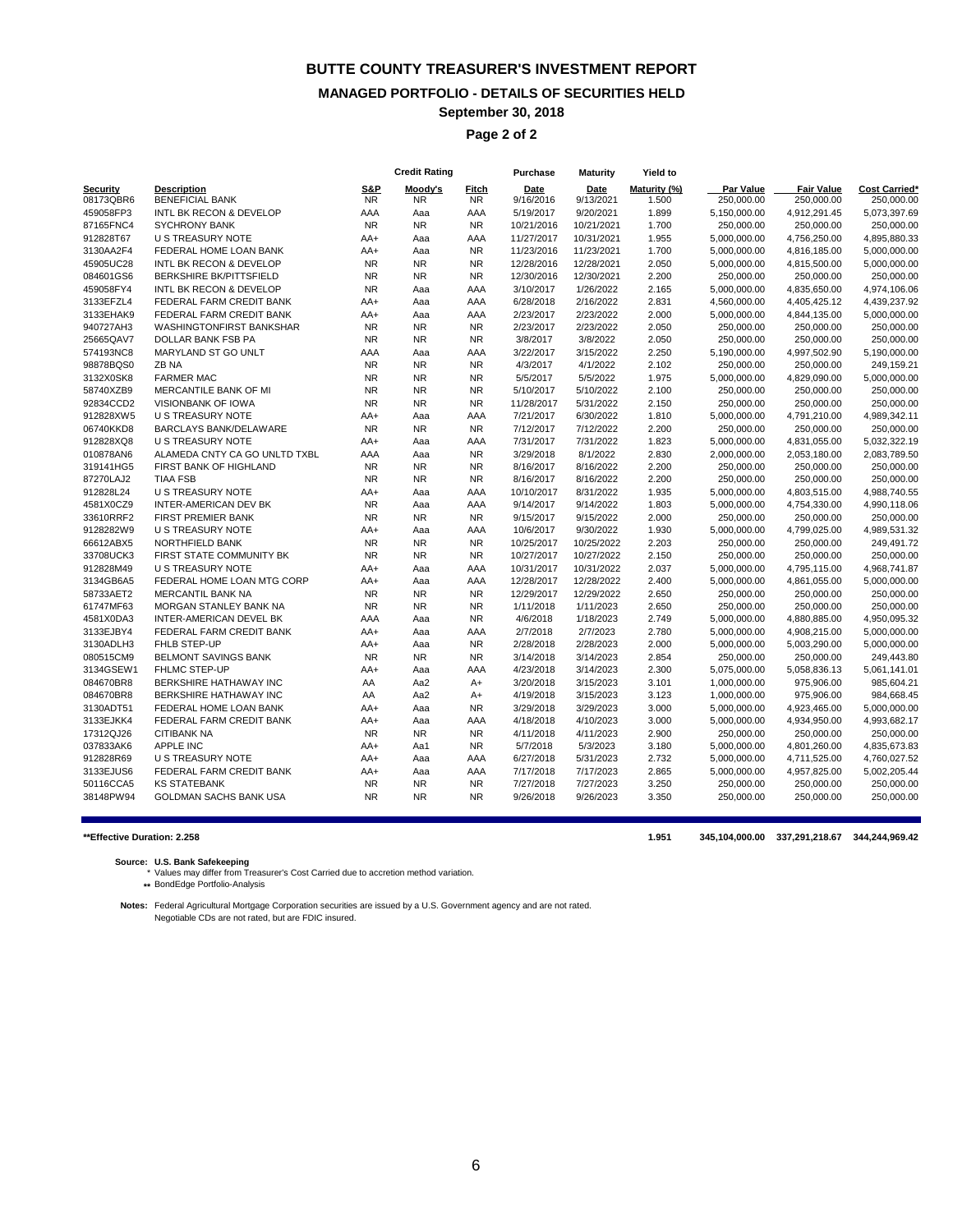# BUTTE COUNTY TREASURER'S INVESTMENT REPORT

## MANAGED PORTFOLIO - DETAILS OF SECURITIES HELD

### September 30, 2018

### Page 2 of 2

| | | Credit Rating | | | Purchase | Maturity | Yield to | | | |
|---|---|---|---|---|---|---|---|---|---|---|
| Security | Description | S&P | Moody's | Fitch | Date | Date | Maturity (%) | Par Value | Fair Value | Cost Carried* |
| 08173QBR6 | BENEFICIAL BANK | NR | NR | NR | 9/16/2016 | 9/13/2021 | 1.500 | 250,000.00 | 250,000.00 | 250,000.00 |
| 459058FP3 | INTL BK RECON & DEVELOP | AAA | Aaa | AAA | 5/19/2017 | 9/20/2021 | 1.899 | 5,150,000.00 | 4,912,291.45 | 5,073,397.69 |
| 87165FNC4 | SYCHRONY BANK | NR | NR | NR | 10/21/2016 | 10/21/2021 | 1.700 | 250,000.00 | 250,000.00 | 250,000.00 |
| 912828T67 | U S TREASURY NOTE | AA+ | Aaa | AAA | 11/27/2017 | 10/31/2021 | 1.955 | 5,000,000.00 | 4,756,250.00 | 4,895,880.33 |
| 3130AA2F4 | FEDERAL HOME LOAN BANK | AA+ | Aaa | NR | 11/23/2016 | 11/23/2021 | 1.700 | 5,000,000.00 | 4,816,185.00 | 5,000,000.00 |
| 45905UC28 | INTL BK RECON & DEVELOP | NR | NR | NR | 12/28/2016 | 12/28/2021 | 2.050 | 5,000,000.00 | 4,815,500.00 | 5,000,000.00 |
| 084601GS6 | BERKSHIRE BK/PITTSFIELD | NR | NR | NR | 12/30/2016 | 12/30/2021 | 2.200 | 250,000.00 | 250,000.00 | 250,000.00 |
| 459058FY4 | INTL BK RECON & DEVELOP | NR | Aaa | AAA | 3/10/2017 | 1/26/2022 | 2.165 | 5,000,000.00 | 4,835,650.00 | 4,974,106.06 |
| 3133EFZL4 | FEDERAL FARM CREDIT BANK | AA+ | Aaa | AAA | 6/28/2018 | 2/16/2022 | 2.831 | 4,560,000.00 | 4,405,425.12 | 4,439,237.92 |
| 3133EHAK9 | FEDERAL FARM CREDIT BANK | AA+ | Aaa | AAA | 2/23/2017 | 2/23/2022 | 2.000 | 5,000,000.00 | 4,844,135.00 | 5,000,000.00 |
| 940727AH3 | WASHINGTONFIRST BANKSHAR | NR | NR | NR | 2/23/2017 | 2/23/2022 | 2.050 | 250,000.00 | 250,000.00 | 250,000.00 |
| 25665QAV7 | DOLLAR BANK FSB PA | NR | NR | NR | 3/8/2017 | 3/8/2022 | 2.050 | 250,000.00 | 250,000.00 | 250,000.00 |
| 574193NC8 | MARYLAND ST GO UNLT | AAA | Aaa | AAA | 3/22/2017 | 3/15/2022 | 2.250 | 5,190,000.00 | 4,997,502.90 | 5,190,000.00 |
| 98878BQS0 | ZB NA | NR | NR | NR | 4/3/2017 | 4/1/2022 | 2.102 | 250,000.00 | 250,000.00 | 249,159.21 |
| 3132X0SK8 | FARMER MAC | NR | NR | NR | 5/5/2017 | 5/5/2022 | 1.975 | 5,000,000.00 | 4,829,090.00 | 5,000,000.00 |
| 58740XZB9 | MERCANTILE BANK OF MI | NR | NR | NR | 5/10/2017 | 5/10/2022 | 2.100 | 250,000.00 | 250,000.00 | 250,000.00 |
| 92834CCD2 | VISIONBANK OF IOWA | NR | NR | NR | 11/28/2017 | 5/31/2022 | 2.150 | 250,000.00 | 250,000.00 | 250,000.00 |
| 912828XW5 | U S TREASURY NOTE | AA+ | Aaa | AAA | 7/21/2017 | 6/30/2022 | 1.810 | 5,000,000.00 | 4,791,210.00 | 4,989,342.11 |
| 06740KKD8 | BARCLAYS BANK/DELAWARE | NR | NR | NR | 7/12/2017 | 7/12/2022 | 2.200 | 250,000.00 | 250,000.00 | 250,000.00 |
| 912828XQ8 | U S TREASURY NOTE | AA+ | Aaa | AAA | 7/31/2017 | 7/31/2022 | 1.823 | 5,000,000.00 | 4,831,055.00 | 5,032,322.19 |
| 010878AN6 | ALAMEDA CNTY CA GO UNLTD TXBL | AAA | Aaa | NR | 3/29/2018 | 8/1/2022 | 2.830 | 2,000,000.00 | 2,053,180.00 | 2,083,789.50 |
| 319141HG5 | FIRST BANK OF HIGHLAND | NR | NR | NR | 8/16/2017 | 8/16/2022 | 2.200 | 250,000.00 | 250,000.00 | 250,000.00 |
| 87270LAJ2 | TIAA FSB | NR | NR | NR | 8/16/2017 | 8/16/2022 | 2.200 | 250,000.00 | 250,000.00 | 250,000.00 |
| 912828L24 | U S TREASURY NOTE | AA+ | Aaa | AAA | 10/10/2017 | 8/31/2022 | 1.935 | 5,000,000.00 | 4,803,515.00 | 4,988,740.55 |
| 4581X0CZ9 | INTER-AMERICAN DEV BK | NR | Aaa | AAA | 9/14/2017 | 9/14/2022 | 1.803 | 5,000,000.00 | 4,754,330.00 | 4,990,118.06 |
| 33610RRF2 | FIRST PREMIER BANK | NR | NR | NR | 9/15/2017 | 9/15/2022 | 2.000 | 250,000.00 | 250,000.00 | 250,000.00 |
| 9128282W9 | U S TREASURY NOTE | AA+ | Aaa | AAA | 10/6/2017 | 9/30/2022 | 1.930 | 5,000,000.00 | 4,799,025.00 | 4,989,531.32 |
| 66612ABX5 | NORTHFIELD BANK | NR | NR | NR | 10/25/2017 | 10/25/2022 | 2.203 | 250,000.00 | 250,000.00 | 249,491.72 |
| 33708UCK3 | FIRST STATE COMMUNITY BK | NR | NR | NR | 10/27/2017 | 10/27/2022 | 2.150 | 250,000.00 | 250,000.00 | 250,000.00 |
| 912828M49 | U S TREASURY NOTE | AA+ | Aaa | AAA | 10/31/2017 | 10/31/2022 | 2.037 | 5,000,000.00 | 4,795,115.00 | 4,968,741.87 |
| 3134GB6A5 | FEDERAL HOME LOAN MTG CORP | AA+ | Aaa | AAA | 12/28/2017 | 12/28/2022 | 2.400 | 5,000,000.00 | 4,861,055.00 | 5,000,000.00 |
| 58733AET2 | MERCANTIL BANK NA | NR | NR | NR | 12/29/2017 | 12/29/2022 | 2.650 | 250,000.00 | 250,000.00 | 250,000.00 |
| 61747MF63 | MORGAN STANLEY BANK NA | NR | NR | NR | 1/11/2018 | 1/11/2023 | 2.650 | 250,000.00 | 250,000.00 | 250,000.00 |
| 4581X0DA3 | INTER-AMERICAN DEVEL BK | AAA | Aaa | NR | 4/6/2018 | 1/18/2023 | 2.749 | 5,000,000.00 | 4,880,885.00 | 4,950,095.32 |
| 3133EJBY4 | FEDERAL FARM CREDIT BANK | AA+ | Aaa | AAA | 2/7/2018 | 2/7/2023 | 2.780 | 5,000,000.00 | 4,908,215.00 | 5,000,000.00 |
| 3130ADLH3 | FHLB STEP-UP | AA+ | Aaa | NR | 2/28/2018 | 2/28/2023 | 2.000 | 5,000,000.00 | 5,003,290.00 | 5,000,000.00 |
| 080515CM9 | BELMONT SAVINGS BANK | NR | NR | NR | 3/14/2018 | 3/14/2023 | 2.854 | 250,000.00 | 250,000.00 | 249,443.80 |
| 3134GSEW1 | FHLMC STEP-UP | AA+ | Aaa | AAA | 4/23/2018 | 3/14/2023 | 2.300 | 5,075,000.00 | 5,058,836.13 | 5,061,141.01 |
| 084670BR8 | BERKSHIRE HATHAWAY INC | AA | Aa2 | A+ | 3/20/2018 | 3/15/2023 | 3.101 | 1,000,000.00 | 975,906.00 | 985,604.21 |
| 084670BR8 | BERKSHIRE HATHAWAY INC | AA | Aa2 | A+ | 4/19/2018 | 3/15/2023 | 3.123 | 1,000,000.00 | 975,906.00 | 984,668.45 |
| 3130ADT51 | FEDERAL HOME LOAN BANK | AA+ | Aaa | NR | 3/29/2018 | 3/29/2023 | 3.000 | 5,000,000.00 | 4,923,465.00 | 5,000,000.00 |
| 3133EJKK4 | FEDERAL FARM CREDIT BANK | AA+ | Aaa | AAA | 4/18/2018 | 4/10/2023 | 3.000 | 5,000,000.00 | 4,934,950.00 | 4,993,682.17 |
| 17312QJ26 | CITIBANK NA | NR | NR | NR | 4/11/2018 | 4/11/2023 | 2.900 | 250,000.00 | 250,000.00 | 250,000.00 |
| 037833AK6 | APPLE INC | AA+ | Aa1 | NR | 5/7/2018 | 5/3/2023 | 3.180 | 5,000,000.00 | 4,801,260.00 | 4,835,673.83 |
| 912828R69 | U S TREASURY NOTE | AA+ | Aaa | AAA | 6/27/2018 | 5/31/2023 | 2.732 | 5,000,000.00 | 4,711,525.00 | 4,760,027.52 |
| 3133EJUS6 | FEDERAL FARM CREDIT BANK | AA+ | Aaa | AAA | 7/17/2018 | 7/17/2023 | 2.865 | 5,000,000.00 | 4,957,825.00 | 5,002,205.44 |
| 50116CCA5 | KS STATEBANK | NR | NR | NR | 7/27/2018 | 7/27/2023 | 3.250 | 250,000.00 | 250,000.00 | 250,000.00 |
| 38148PW94 | GOLDMAN SACHS BANK USA | NR | NR | NR | 9/26/2018 | 9/26/2023 | 3.350 | 250,000.00 | 250,000.00 | 250,000.00 |
| **Effective Duration: 2.258 | | | | | | | 1.951 | 345,104,000.00 | 337,291,218.67 | 344,244,969.42 |

**Source: U.S. Bank Safekeeping**
\* Values may differ from Treasurer's Cost Carried due to accretion method variation.
\*\* BondEdge Portfolio-Analysis

**Notes:** Federal Agricultural Mortgage Corporation securities are issued by a U.S. Government agency and are not rated.
Negotiable CDs are not rated, but are FDIC insured.